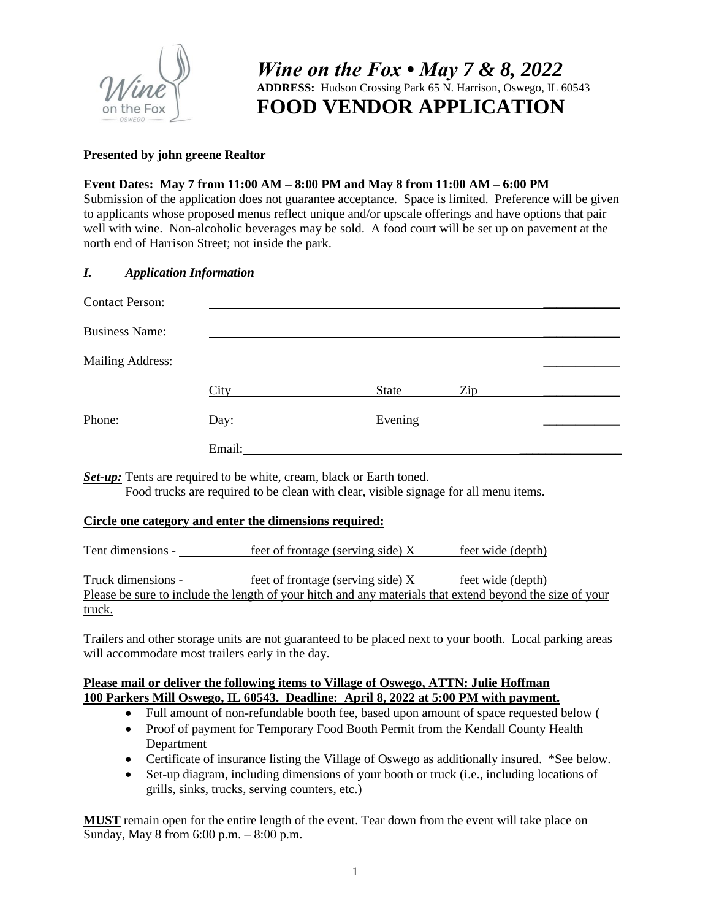# *Wine on the Fox • May 7 & 8, 2022*

**ADDRESS:** Hudson Crossing Park 65 N. Harrison, Oswego, IL 60543

# FOOD VENDOR APPLICATION

**Presented by john greene Realtor**

**Event Dates: May 7 from 11:00 AM – 8:00 PM and May 8 from 11:00 AM – 6:00 PM**

Submission of the application does not guarantee acceptance. Space is limited. Preference will be given to applicants whose proposed menus reflect unique and/or upscale offerings and have options that pair well with wine. Non-alcoholic beverages may be sold. A food court will be set up on pavement at the north end of Harrison Street; not inside the park.

## *I. Application Information*

Contact Person: ______________________________

Business Name: ______________________________

Mailing Address: ______________________________

City ______________ State ________ Zip ____________

Phone: Day: ______________ Evening ______________

Email: ______________________________

***Set-up:*** Tents are required to be white, cream, black or Earth toned.
Food trucks are required to be clean with clear, visible signage for all menu items.

**Circle one category and enter the dimensions required:**

Tent dimensions - ________ feet of frontage (serving side) X ______ feet wide (depth)

Truck dimensions - ________ feet of frontage (serving side) X ______ feet wide (depth)
Please be sure to include the length of your hitch and any materials that extend beyond the size of your truck.

Trailers and other storage units are not guaranteed to be placed next to your booth. Local parking areas will accommodate most trailers early in the day.

**Please mail or deliver the following items to Village of Oswego, ATTN: Julie Hoffman 100 Parkers Mill Oswego, IL 60543. Deadline: April 8, 2022 at 5:00 PM with payment.**

- Full amount of non-refundable booth fee, based upon amount of space requested below (
- Proof of payment for Temporary Food Booth Permit from the Kendall County Health Department
- Certificate of insurance listing the Village of Oswego as additionally insured. *See below.
- Set-up diagram, including dimensions of your booth or truck (i.e., including locations of grills, sinks, trucks, serving counters, etc.)

**MUST** remain open for the entire length of the event. Tear down from the event will take place on Sunday, May 8 from 6:00 p.m. – 8:00 p.m.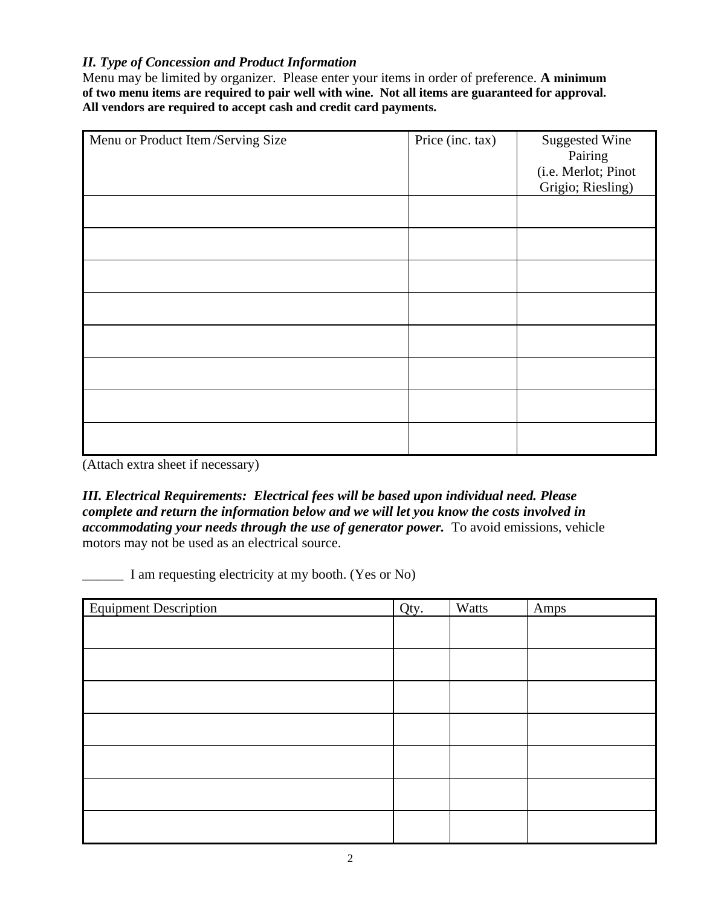### *II. Type of Concession and Product Information*

Menu may be limited by organizer. Please enter your items in order of preference. **A minimum of two menu items are required to pair well with wine. Not all items are guaranteed for approval. All vendors are required to accept cash and credit card payments.**

| Menu or Product Item /Serving Size | Price (inc. tax) | Suggested Wine Pairing (i.e. Merlot; Pinot Grigio; Riesling) |
|---|---|---|
| | | |
| | | |
| | | |
| | | |
| | | |
| | | |
| | | |
| | | |

(Attach extra sheet if necessary)

***III. Electrical Requirements: Electrical fees will be based upon individual need. Please complete and return the information below and we will let you know the costs involved in accommodating your needs through the use of generator power.*** To avoid emissions, vehicle motors may not be used as an electrical source.

______ I am requesting electricity at my booth. (Yes or No)

| Equipment Description | Qty. | Watts | Amps |
|---|---|---|---|
| | | | |
| | | | |
| | | | |
| | | | |
| | | | |
| | | | |
| | | | |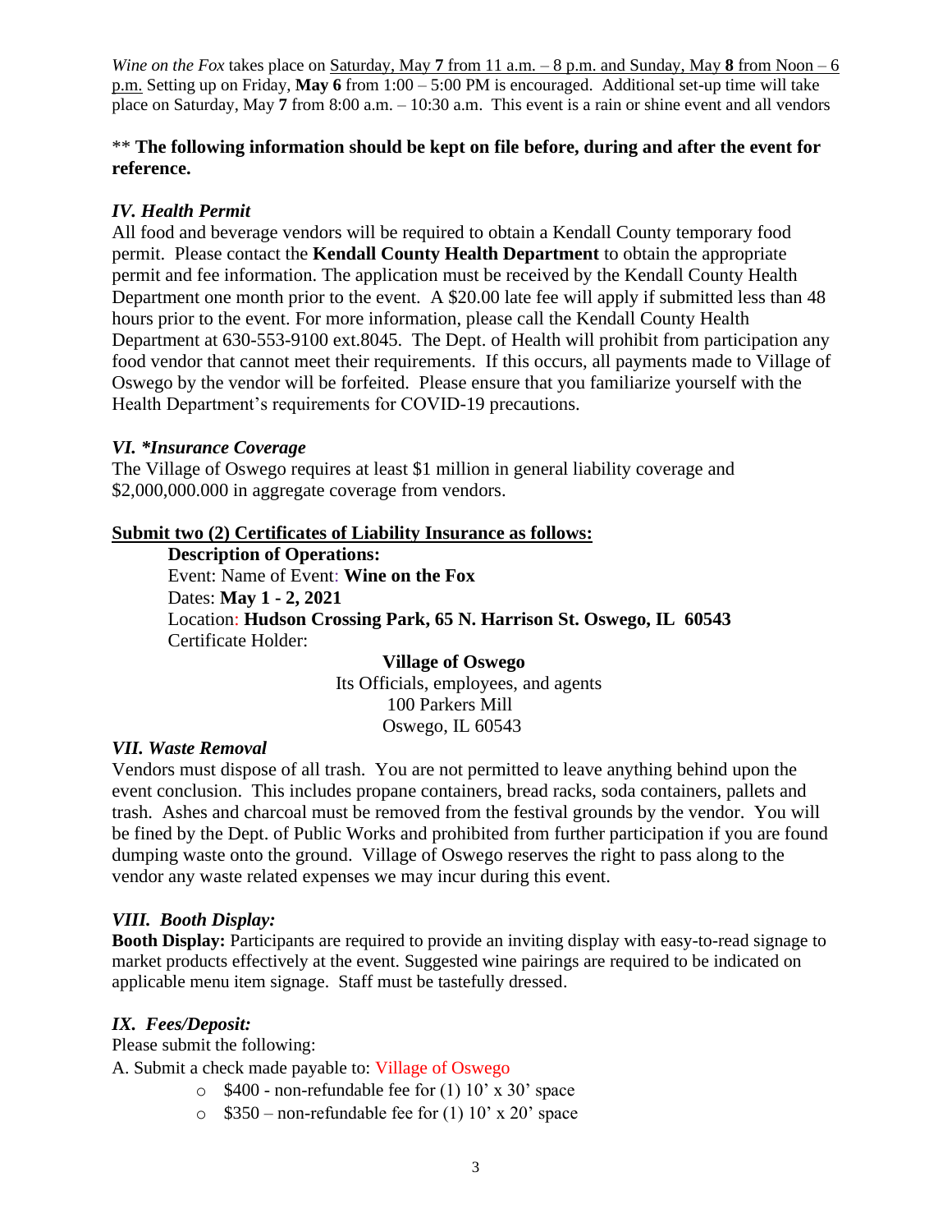*Wine on the Fox* takes place on Saturday, May **7** from 11 a.m. – 8 p.m. and Sunday, May **8** from Noon – 6 p.m. Setting up on Friday, **May 6** from 1:00 – 5:00 PM is encouraged. Additional set-up time will take place on Saturday, May **7** from 8:00 a.m. – 10:30 a.m. This event is a rain or shine event and all vendors

** **The following information should be kept on file before, during and after the event for reference.**

### *IV. Health Permit*

All food and beverage vendors will be required to obtain a Kendall County temporary food permit. Please contact the **Kendall County Health Department** to obtain the appropriate permit and fee information. The application must be received by the Kendall County Health Department one month prior to the event. A $20.00 late fee will apply if submitted less than 48 hours prior to the event. For more information, please call the Kendall County Health Department at 630-553-9100 ext.8045. The Dept. of Health will prohibit from participation any food vendor that cannot meet their requirements. If this occurs, all payments made to Village of Oswego by the vendor will be forfeited. Please ensure that you familiarize yourself with the Health Department's requirements for COVID-19 precautions.

### *VI. *Insurance Coverage*

The Village of Oswego requires at least $1 million in general liability coverage and $2,000,000.000 in aggregate coverage from vendors.

**Submit two (2) Certificates of Liability Insurance as follows:**

**Description of Operations:**
Event: Name of Event: **Wine on the Fox**
Dates: **May 1 - 2, 2021**
Location: **Hudson Crossing Park, 65 N. Harrison St. Oswego, IL 60543**
Certificate Holder:

**Village of Oswego**
Its Officials, employees, and agents
100 Parkers Mill
Oswego, IL 60543

### *VII. Waste Removal*

Vendors must dispose of all trash. You are not permitted to leave anything behind upon the event conclusion. This includes propane containers, bread racks, soda containers, pallets and trash. Ashes and charcoal must be removed from the festival grounds by the vendor. You will be fined by the Dept. of Public Works and prohibited from further participation if you are found dumping waste onto the ground. Village of Oswego reserves the right to pass along to the vendor any waste related expenses we may incur during this event.

### *VIII. Booth Display:*

**Booth Display:** Participants are required to provide an inviting display with easy-to-read signage to market products effectively at the event. Suggested wine pairings are required to be indicated on applicable menu item signage. Staff must be tastefully dressed.

### *IX. Fees/Deposit:*

Please submit the following:

A. Submit a check made payable to: Village of Oswego

- $400 - non-refundable fee for (1) 10' x 30' space
- $350 – non-refundable fee for (1) 10' x 20' space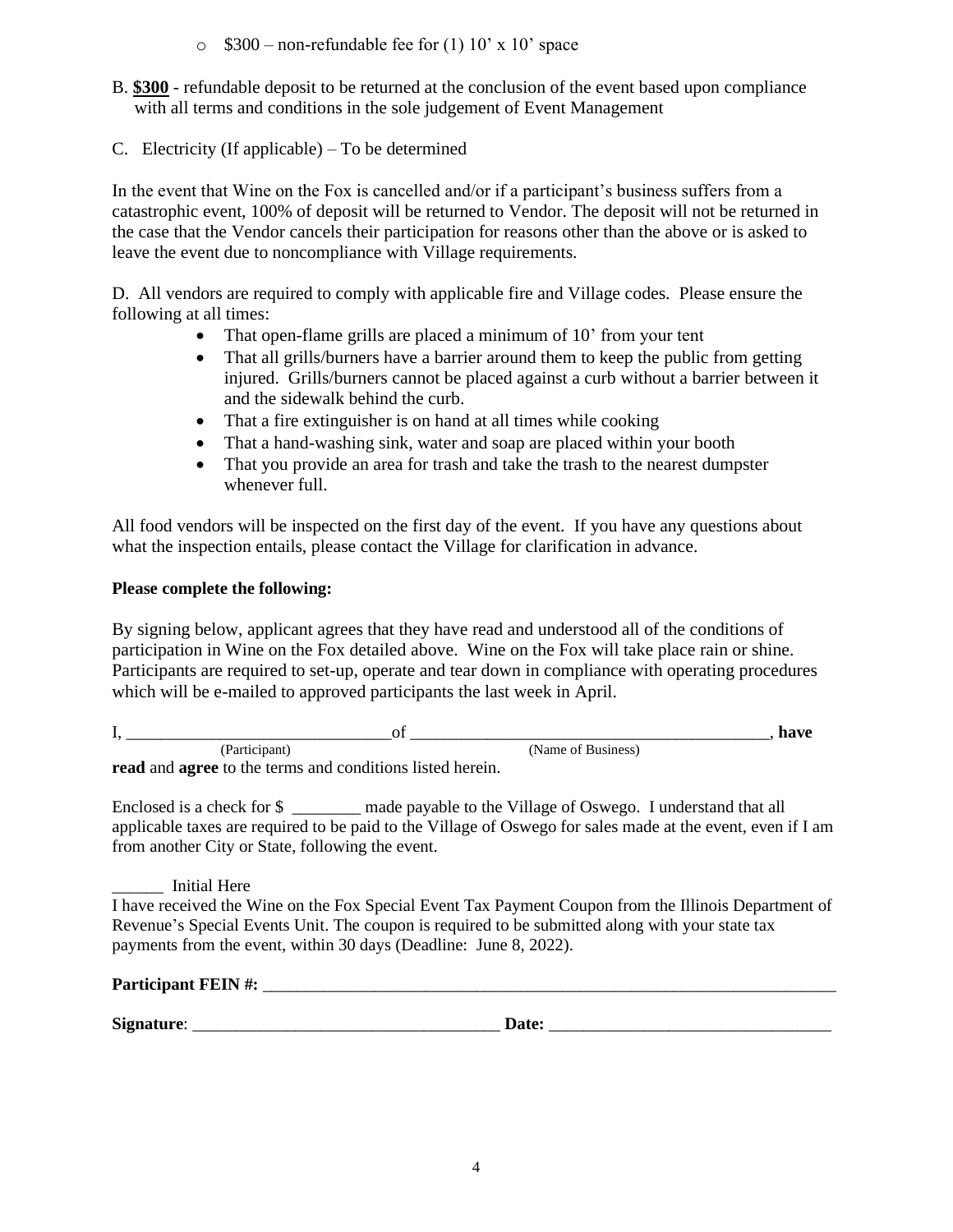- $300 – non-refundable fee for (1) 10' x 10' space

B. **$300** - refundable deposit to be returned at the conclusion of the event based upon compliance with all terms and conditions in the sole judgement of Event Management

C. Electricity (If applicable) – To be determined

In the event that Wine on the Fox is cancelled and/or if a participant's business suffers from a catastrophic event, 100% of deposit will be returned to Vendor. The deposit will not be returned in the case that the Vendor cancels their participation for reasons other than the above or is asked to leave the event due to noncompliance with Village requirements.

D. All vendors are required to comply with applicable fire and Village codes. Please ensure the following at all times:

- That open-flame grills are placed a minimum of 10' from your tent
- That all grills/burners have a barrier around them to keep the public from getting injured. Grills/burners cannot be placed against a curb without a barrier between it and the sidewalk behind the curb.
- That a fire extinguisher is on hand at all times while cooking
- That a hand-washing sink, water and soap are placed within your booth
- That you provide an area for trash and take the trash to the nearest dumpster whenever full.

All food vendors will be inspected on the first day of the event. If you have any questions about what the inspection entails, please contact the Village for clarification in advance.

**Please complete the following:**

By signing below, applicant agrees that they have read and understood all of the conditions of participation in Wine on the Fox detailed above. Wine on the Fox will take place rain or shine. Participants are required to set-up, operate and tear down in compliance with operating procedures which will be e-mailed to approved participants the last week in April.

I, _______________________________ of __________________________________________, **have**
(Participant) (Name of Business)
**read** and **agree** to the terms and conditions listed herein.

Enclosed is a check for $ ________ made payable to the Village of Oswego. I understand that all applicable taxes are required to be paid to the Village of Oswego for sales made at the event, even if I am from another City or State, following the event.

______ Initial Here
I have received the Wine on the Fox Special Event Tax Payment Coupon from the Illinois Department of Revenue's Special Events Unit. The coupon is required to be submitted along with your state tax payments from the event, within 30 days (Deadline: June 8, 2022).

**Participant FEIN #:** _______________________________________________________________________

**Signature**: ____________________________________ **Date:** _________________________________